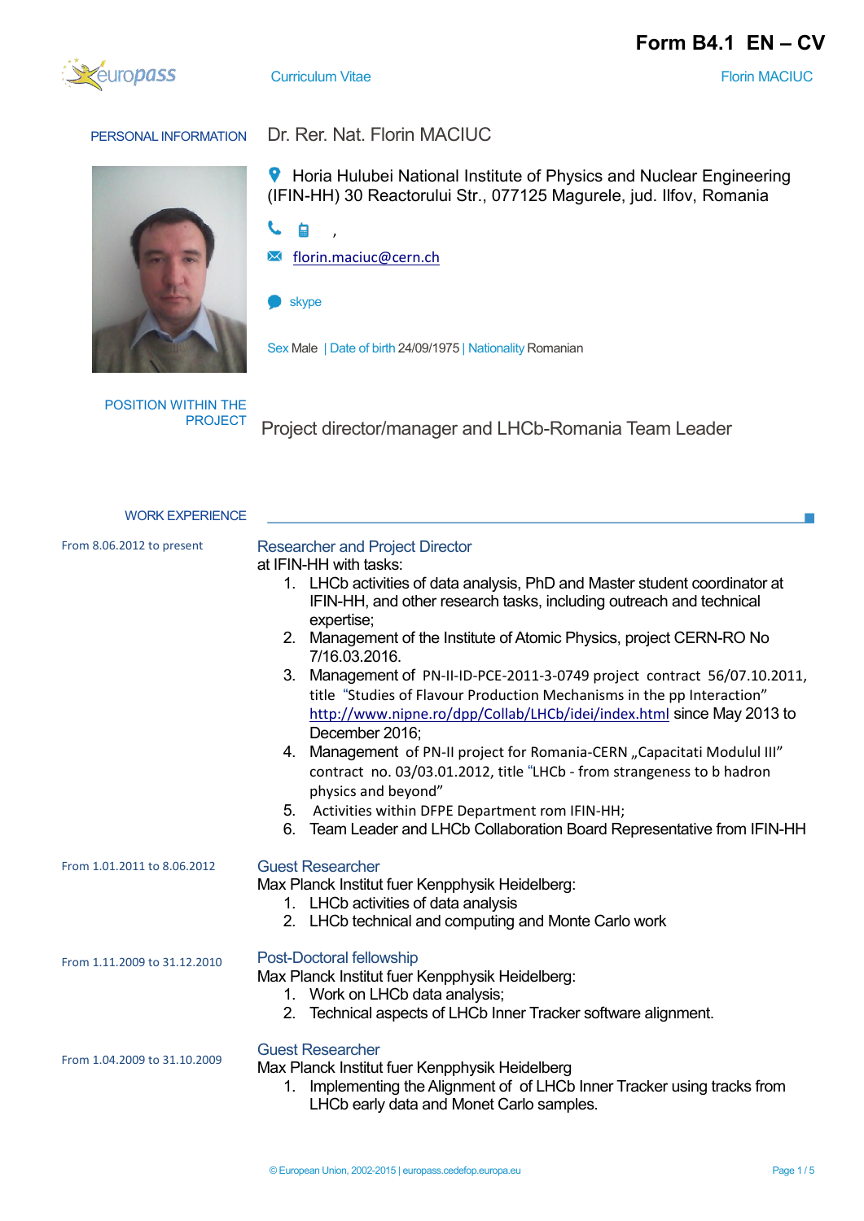# Form B4.1 EN – CV

Curriculum Vitae

## PERSONAL INFORMATION

**Dr. Rer. Nat. Florin MACIUC**

Horia Hulubei National Institute of Physics and Nuclear Engineering (IFIN-HH) 30 Reactorului Str., 077125 Magurele, jud. Ilfov, Romania

,

florin.maciuc@cern.ch

skype

Sex Male | Date of birth 24/09/1975 | Nationality Romanian

## POSITION WITHIN THE PROJECT

Project director/manager and LHCb-Romania Team Leader

## WORK EXPERIENCE

**From 8.06.2012 to present**

### Researcher and Project Director

at IFIN-HH with tasks:

1. LHCb activities of data analysis, PhD and Master student coordinator at IFIN-HH, and other research tasks, including outreach and technical expertise;
2. Management of the Institute of Atomic Physics, project CERN-RO No 7/16.03.2016.
3. Management of PN-II-ID-PCE-2011-3-0749 project contract 56/07.10.2011, title "Studies of Flavour Production Mechanisms in the pp Interaction" http://www.nipne.ro/dpp/Collab/LHCb/idei/index.html since May 2013 to December 2016;
4. Management of PN-II project for Romania-CERN „Capacitati Modulul III" contract no. 03/03.01.2012, title "LHCb - from strangeness to b hadron physics and beyond"
5. Activities within DFPE Department rom IFIN-HH;
6. Team Leader and LHCb Collaboration Board Representative from IFIN-HH

**From 1.01.2011 to 8.06.2012**

### Guest Researcher

Max Planck Institut fuer Kenpphysik Heidelberg:

1. LHCb activities of data analysis
2. LHCb technical and computing and Monte Carlo work

**From 1.11.2009 to 31.12.2010**

### Post-Doctoral fellowship

Max Planck Institut fuer Kenpphysik Heidelberg:

1. Work on LHCb data analysis;
2. Technical aspects of LHCb Inner Tracker software alignment.

**From 1.04.2009 to 31.10.2009**

### Guest Researcher

Max Planck Institut fuer Kenpphysik Heidelberg

1. Implementing the Alignment of of LHCb Inner Tracker using tracks from LHCb early data and Monet Carlo samples.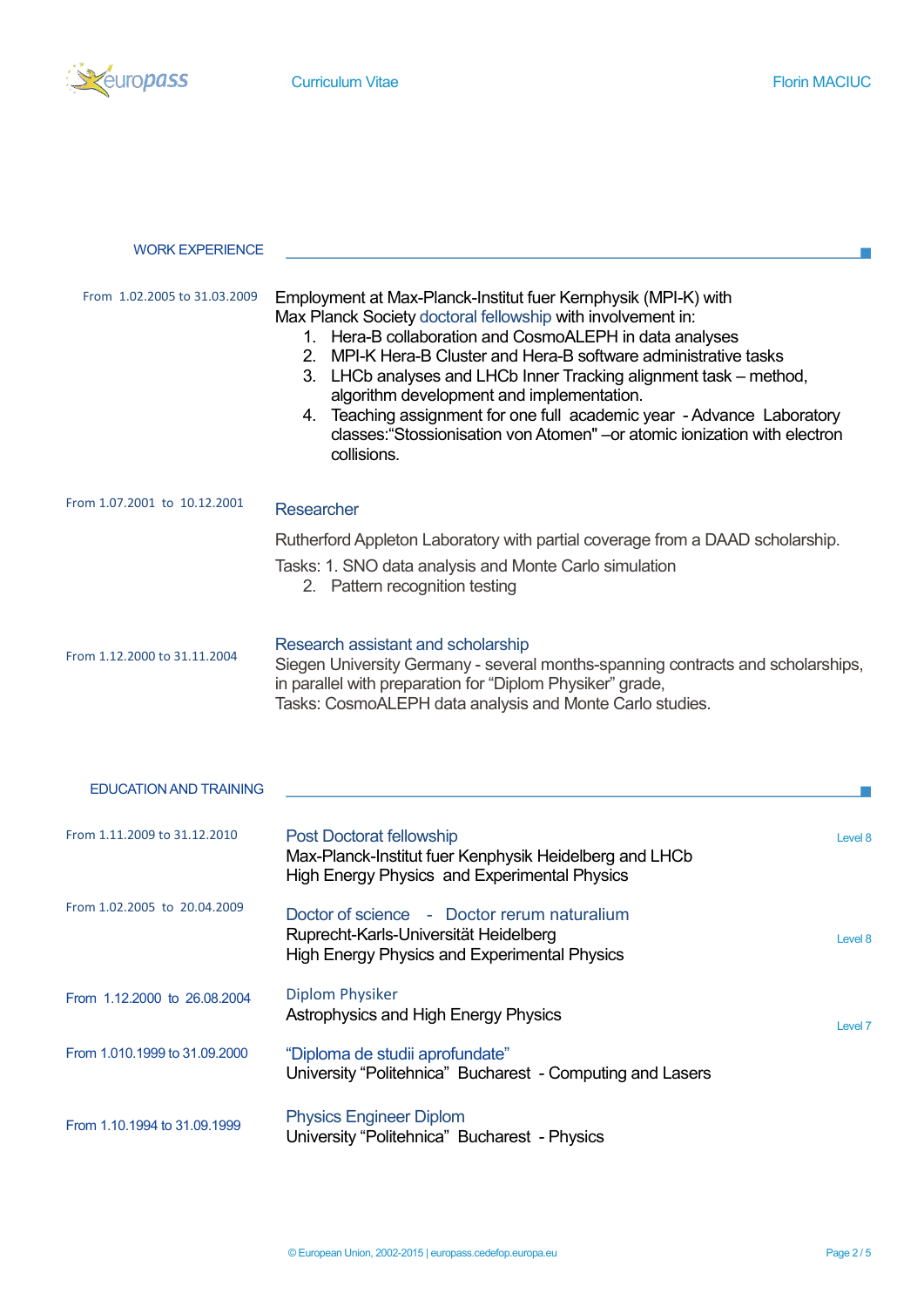## WORK EXPERIENCE

**From 1.02.2005 to 31.03.2009**

Employment at Max-Planck-Institut fuer Kernphysik (MPI-K) with Max Planck Society doctoral fellowship with involvement in:

1. Hera-B collaboration and CosmoALEPH in data analyses
2. MPI-K Hera-B Cluster and Hera-B software administrative tasks
3. LHCb analyses and LHCb Inner Tracking alignment task – method, algorithm development and implementation.
4. Teaching assignment for one full academic year - Advance Laboratory classes:"Stossionisation von Atomen" –or atomic ionization with electron collisions.

**From 1.07.2001 to 10.12.2001**

### Researcher

Rutherford Appleton Laboratory with partial coverage from a DAAD scholarship.

Tasks: 1. SNO data analysis and Monte Carlo simulation
2. Pattern recognition testing

**From 1.12.2000 to 31.11.2004**

### Research assistant and scholarship

Siegen University Germany - several months-spanning contracts and scholarships, in parallel with preparation for "Diplom Physiker" grade,
Tasks: CosmoALEPH data analysis and Monte Carlo studies.

## EDUCATION AND TRAINING

**From 1.11.2009 to 31.12.2010**

### Post Doctoral fellowship

Max-Planck-Institut fuer Kenphysik Heidelberg and LHCb
High Energy Physics and Experimental Physics

Level 8

**From 1.02.2005 to 20.04.2009**

### Doctor of science - Doctor rerum naturalium

Ruprecht-Karls-Universität Heidelberg
High Energy Physics and Experimental Physics

Level 8

**From 1.12.2000 to 26.08.2004**

### Diplom Physiker

Astrophysics and High Energy Physics

Level 7

**From 1.010.1999 to 31.09.2000**

### "Diploma de studii aprofundate"

University "Politehnica" Bucharest - Computing and Lasers

**From 1.10.1994 to 31.09.1999**

### Physics Engineer Diplom

University "Politehnica" Bucharest - Physics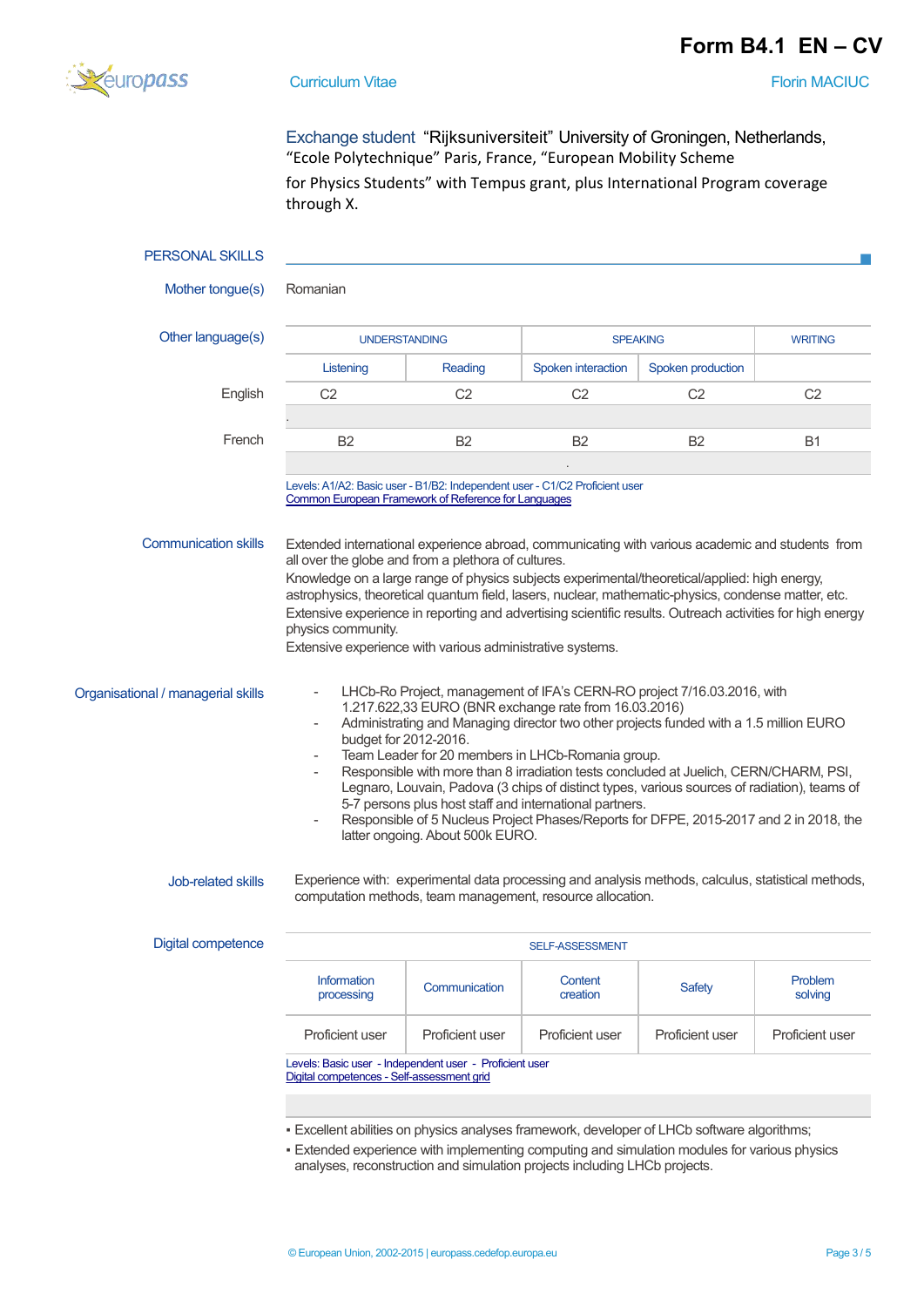**Exchange student** "Rijksuniversiteit" University of Groningen, Netherlands, "Ecole Polytechnique" Paris, France, "European Mobility Scheme for Physics Students" with Tempus grant, plus International Program coverage through X.

## PERSONAL SKILLS

**Mother tongue(s)** Romanian

**Other language(s)**

| | UNDERSTANDING | | SPEAKING | | WRITING |
|---|---|---|---|---|---|
| | Listening | Reading | Spoken interaction | Spoken production | |
| English | C2 | C2 | C2 | C2 | C2 |
| French | B2 | B2 | B2 | B2 | B1 |

Levels: A1/A2: Basic user - B1/B2: Independent user - C1/C2 Proficient user
Common European Framework of Reference for Languages

**Communication skills**

Extended international experience abroad, communicating with various academic and students from all over the globe and from a plethora of cultures.
Knowledge on a large range of physics subjects experimental/theoretical/applied: high energy, astrophysics, theoretical quantum field, lasers, nuclear, mathematic-physics, condense matter, etc.
Extensive experience in reporting and advertising scientific results. Outreach activities for high energy physics community.
Extensive experience with various administrative systems.

**Organisational / managerial skills**

- LHCb-Ro Project, management of IFA's CERN-RO project 7/16.03.2016, with 1.217.622,33 EURO (BNR exchange rate from 16.03.2016)
- Administrating and Managing director two other projects funded with a 1.5 million EURO budget for 2012-2016.
- Team Leader for 20 members in LHCb-Romania group.
- Responsible with more than 8 irradiation tests concluded at Juelich, CERN/CHARM, PSI, Legnaro, Louvain, Padova (3 chips of distinct types, various sources of radiation), teams of 5-7 persons plus host staff and international partners.
- Responsible of 5 Nucleus Project Phases/Reports for DFPE, 2015-2017 and 2 in 2018, the latter ongoing. About 500k EURO.

**Job-related skills**

Experience with: experimental data processing and analysis methods, calculus, statistical methods, computation methods, team management, resource allocation.

**Digital competence**

| SELF-ASSESSMENT | | | | |
|---|---|---|---|---|
| Information processing | Communication | Content creation | Safety | Problem solving |
| Proficient user | Proficient user | Proficient user | Proficient user | Proficient user |

Levels: Basic user - Independent user - Proficient user
Digital competences - Self-assessment grid

- Excellent abilities on physics analyses framework, developer of LHCb software algorithms;
- Extended experience with implementing computing and simulation modules for various physics analyses, reconstruction and simulation projects including LHCb projects.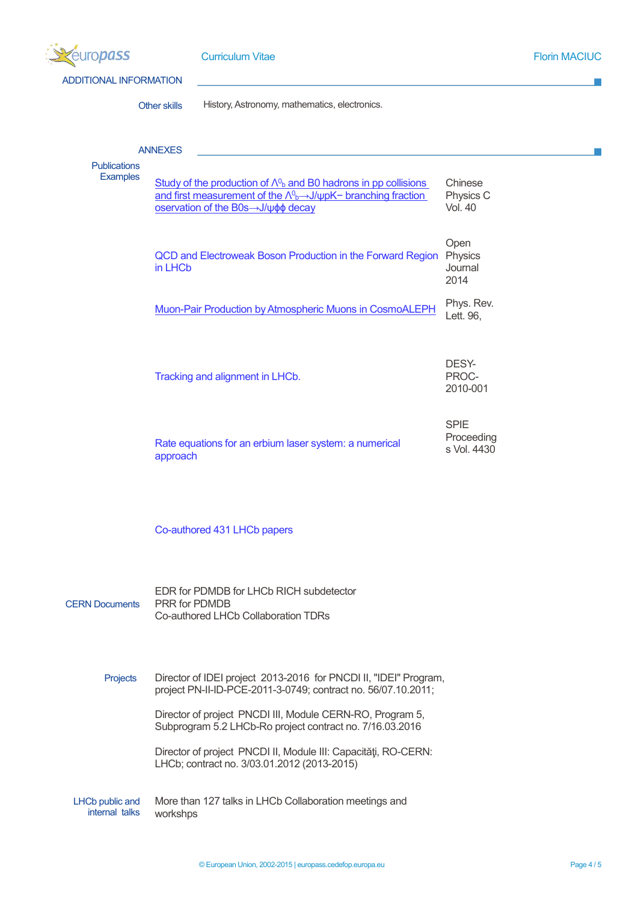## ADDITIONAL INFORMATION

**Other skills** History, Astronomy, mathematics, electronics.

## ANNEXES

**Publications Examples**

| | |
|---|---|
| Study of the production of $\Lambda^0_b$ and B0 hadrons in pp collisions and first measurement of the $\Lambda^0_b \rightarrow J/\psi pK^-$ branching fraction oservation of the $B0s \rightarrow J/\psi\phi\phi$ decay | Chinese Physics C Vol. 40 |
| QCD and Electroweak Boson Production in the Forward Region in LHCb | Open Physics Journal 2014 |
| Muon-Pair Production by Atmospheric Muons in CosmoALEPH | Phys. Rev. Lett. 96, |
| Tracking and alignment in LHCb. | DESY-PROC-2010-001 |
| Rate equations for an erbium laser system: a numerical approach | SPIE Proceedings Vol. 4430 |

Co-authored 431 LHCb papers

**CERN Documents**

EDR for PDMDB for LHCb RICH subdetector
PRR for PDMDB
Co-authored LHCb Collaboration TDRs

**Projects**

Director of IDEI project 2013-2016 for PNCDI II, "IDEI" Program, project PN-II-ID-PCE-2011-3-0749; contract no. 56/07.10.2011;

Director of project PNCDI III, Module CERN-RO, Program 5, Subprogram 5.2 LHCb-Ro project contract no. 7/16.03.2016

Director of project PNCDI II, Module III: Capacităţi, RO-CERN: LHCb; contract no. 3/03.01.2012 (2013-2015)

**LHCb public and internal talks**

More than 127 talks in LHCb Collaboration meetings and workshops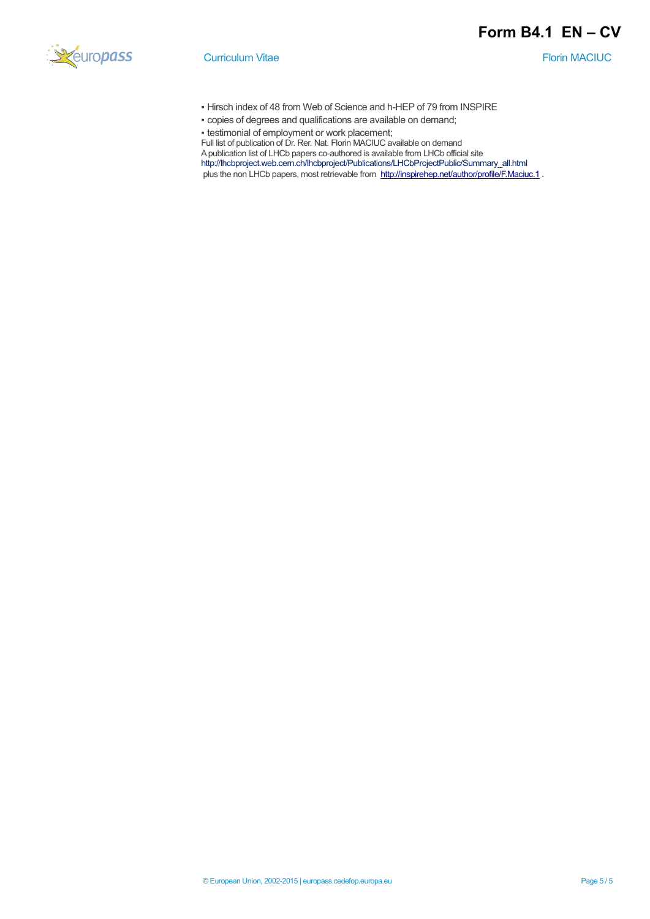- Hirsch index of 48 from Web of Science and h-HEP of 79 from INSPIRE
- copies of degrees and qualifications are available on demand;
- testimonial of employment or work placement;

Full list of publication of Dr. Rer. Nat. Florin MACIUC available on demand
A publication list of LHCb papers co-authored is available from LHCb official site
http://lhcbproject.web.cern.ch/lhcbproject/Publications/LHCbProjectPublic/Summary_all.html
plus the non LHCb papers, most retrievable from http://inspirehep.net/author/profile/F.Maciuc.1 .